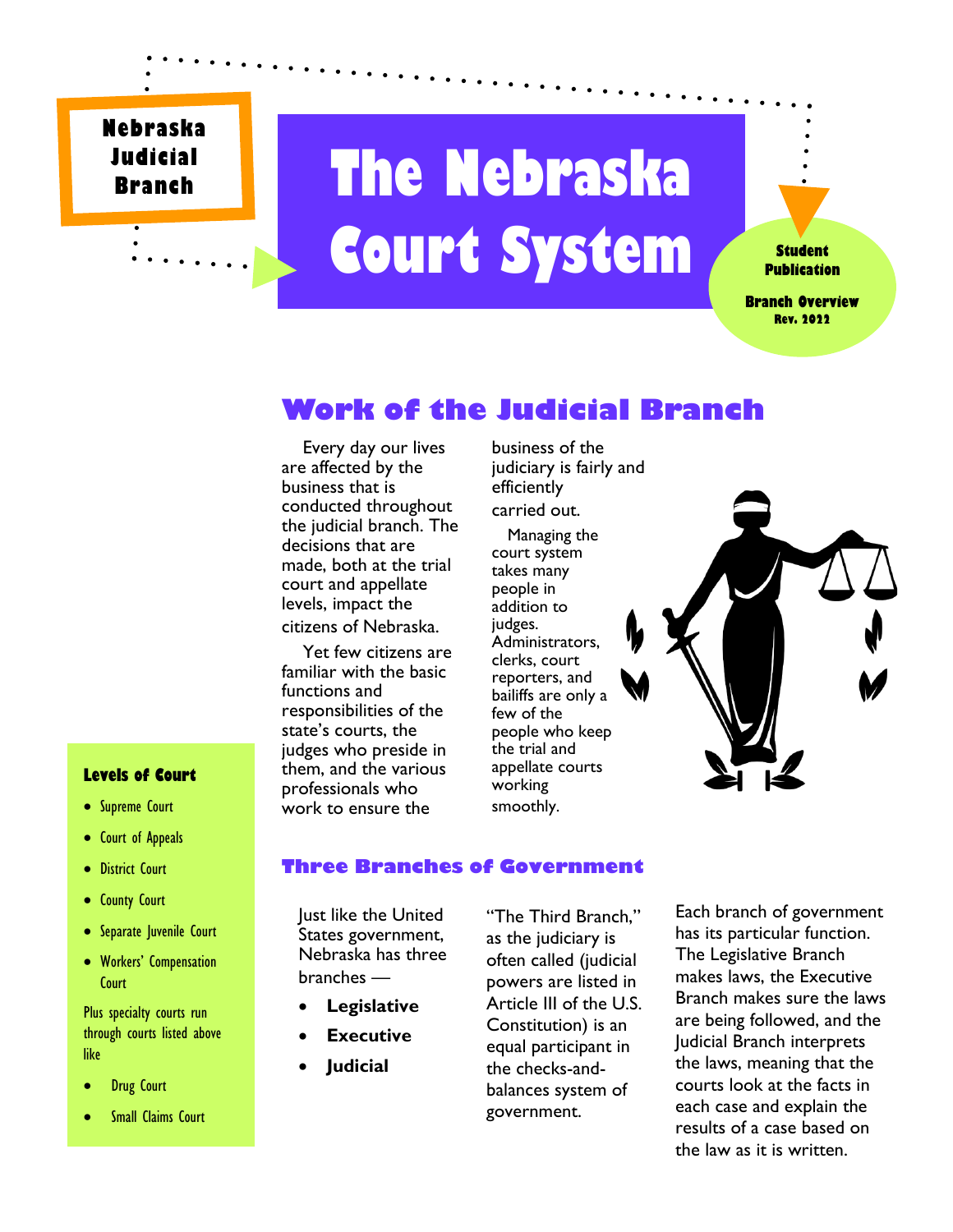Nebraska Judicial Branch

# The Nebraska Court System

**Student Publication**

**Branch Overview**
**Rev. 2022**

## Work of the Judicial Branch

Every day our lives are affected by the business that is conducted throughout the judicial branch. The decisions that are made, both at the trial court and appellate levels, impact the citizens of Nebraska.

Yet few citizens are familiar with the basic functions and responsibilities of the state's courts, the judges who preside in them, and the various professionals who work to ensure the business of the judiciary is fairly and efficiently carried out.

Managing the court system takes many people in addition to judges. Administrators, clerks, court reporters, and bailiffs are only a few of the people who keep the trial and appellate courts working smoothly.

### Three Branches of Government

Just like the United States government, Nebraska has three branches —

- **Legislative**
- **Executive**
- **Judicial**

"The Third Branch," as the judiciary is often called (judicial powers are listed in Article III of the U.S. Constitution) is an equal participant in the checks-and-balances system of government.

Each branch of government has its particular function. The Legislative Branch makes laws, the Executive Branch makes sure the laws are being followed, and the Judicial Branch interprets the laws, meaning that the courts look at the facts in each case and explain the results of a case based on the law as it is written.

**Levels of Court**

- Supreme Court
- Court of Appeals
- District Court
- County Court
- Separate Juvenile Court
- Workers' Compensation Court

Plus specialty courts run through courts listed above like

- Drug Court
- Small Claims Court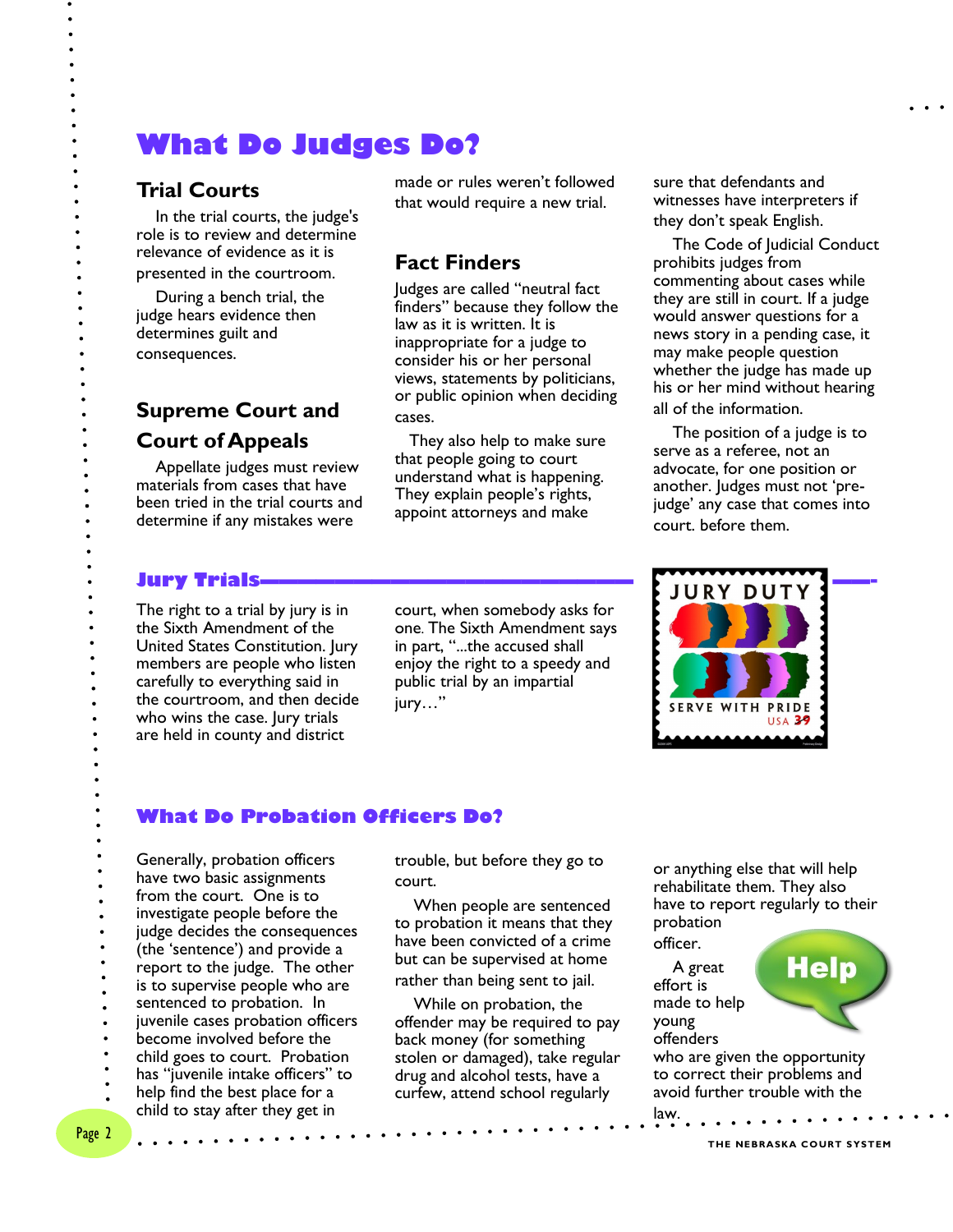# What Do Judges Do?

## Trial Courts

In the trial courts, the judge's role is to review and determine relevance of evidence as it is presented in the courtroom.

During a bench trial, the judge hears evidence then determines guilt and consequences.

## Supreme Court and Court of Appeals

Appellate judges must review materials from cases that have been tried in the trial courts and determine if any mistakes were made or rules weren't followed that would require a new trial.

## Fact Finders

Judges are called "neutral fact finders" because they follow the law as it is written. It is inappropriate for a judge to consider his or her personal views, statements by politicians, or public opinion when deciding cases.

They also help to make sure that people going to court understand what is happening. They explain people's rights, appoint attorneys and make sure that defendants and witnesses have interpreters if they don't speak English.

The Code of Judicial Conduct prohibits judges from commenting about cases while they are still in court. If a judge would answer questions for a news story in a pending case, it may make people question whether the judge has made up his or her mind without hearing all of the information.

The position of a judge is to serve as a referee, not an advocate, for one position or another. Judges must not 'pre-judge' any case that comes into court. before them.

## Jury Trials

The right to a trial by jury is in the Sixth Amendment of the United States Constitution. Jury members are people who listen carefully to everything said in the courtroom, and then decide who wins the case. Jury trials are held in county and district court, when somebody asks for one. The Sixth Amendment says in part, "...the accused shall enjoy the right to a speedy and public trial by an impartial jury…"

JURY DUTY

SERVE WITH PRIDE

USA 39

## What Do Probation Officers Do?

Generally, probation officers have two basic assignments from the court. One is to investigate people before the judge decides the consequences (the 'sentence') and provide a report to the judge. The other is to supervise people who are sentenced to probation. In juvenile cases probation officers become involved before the child goes to court. Probation has "juvenile intake officers" to help find the best place for a child to stay after they get in trouble, but before they go to court.

When people are sentenced to probation it means that they have been convicted of a crime but can be supervised at home rather than being sent to jail.

While on probation, the offender may be required to pay back money (for something stolen or damaged), take regular drug and alcohol tests, have a curfew, attend school regularly or anything else that will help rehabilitate them. They also have to report regularly to their probation officer.

Help

A great effort is made to help young offenders who are given the opportunity to correct their problems and avoid further trouble with the law.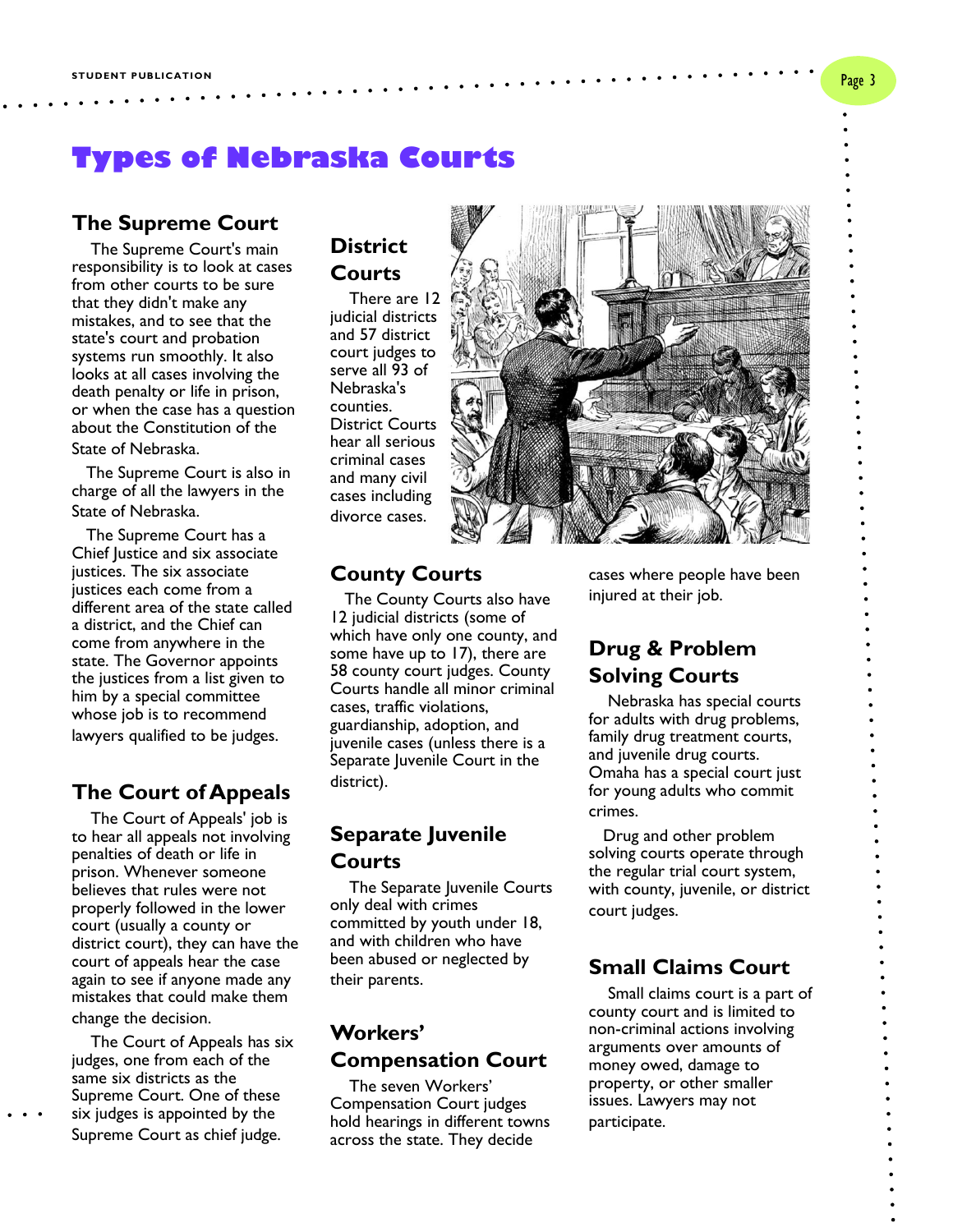# Types of Nebraska Courts

## The Supreme Court

The Supreme Court's main responsibility is to look at cases from other courts to be sure that they didn't make any mistakes, and to see that the state's court and probation systems run smoothly. It also looks at all cases involving the death penalty or life in prison, or when the case has a question about the Constitution of the State of Nebraska.

The Supreme Court is also in charge of all the lawyers in the State of Nebraska.

The Supreme Court has a Chief Justice and six associate justices. The six associate justices each come from a different area of the state called a district, and the Chief can come from anywhere in the state. The Governor appoints the justices from a list given to him by a special committee whose job is to recommend lawyers qualified to be judges.

## The Court of Appeals

The Court of Appeals' job is to hear all appeals not involving penalties of death or life in prison. Whenever someone believes that rules were not properly followed in the lower court (usually a county or district court), they can have the court of appeals hear the case again to see if anyone made any mistakes that could make them change the decision.

The Court of Appeals has six judges, one from each of the same six districts as the Supreme Court. One of these six judges is appointed by the Supreme Court as chief judge.

## District Courts

There are 12 judicial districts and 57 district court judges to serve all 93 of Nebraska's counties. District Courts hear all serious criminal cases and many civil cases including divorce cases.

## County Courts

The County Courts also have 12 judicial districts (some of which have only one county, and some have up to 17), there are 58 county court judges. County Courts handle all minor criminal cases, traffic violations, guardianship, adoption, and juvenile cases (unless there is a Separate Juvenile Court in the district).

## Separate Juvenile Courts

The Separate Juvenile Courts only deal with crimes committed by youth under 18, and with children who have been abused or neglected by their parents.

## Workers' Compensation Court

The seven Workers' Compensation Court judges hold hearings in different towns across the state. They decide cases where people have been injured at their job.

## Drug & Problem Solving Courts

Nebraska has special courts for adults with drug problems, family drug treatment courts, and juvenile drug courts. Omaha has a special court just for young adults who commit crimes.

Drug and other problem solving courts operate through the regular trial court system, with county, juvenile, or district court judges.

## Small Claims Court

Small claims court is a part of county court and is limited to non-criminal actions involving arguments over amounts of money owed, damage to property, or other smaller issues. Lawyers may not participate.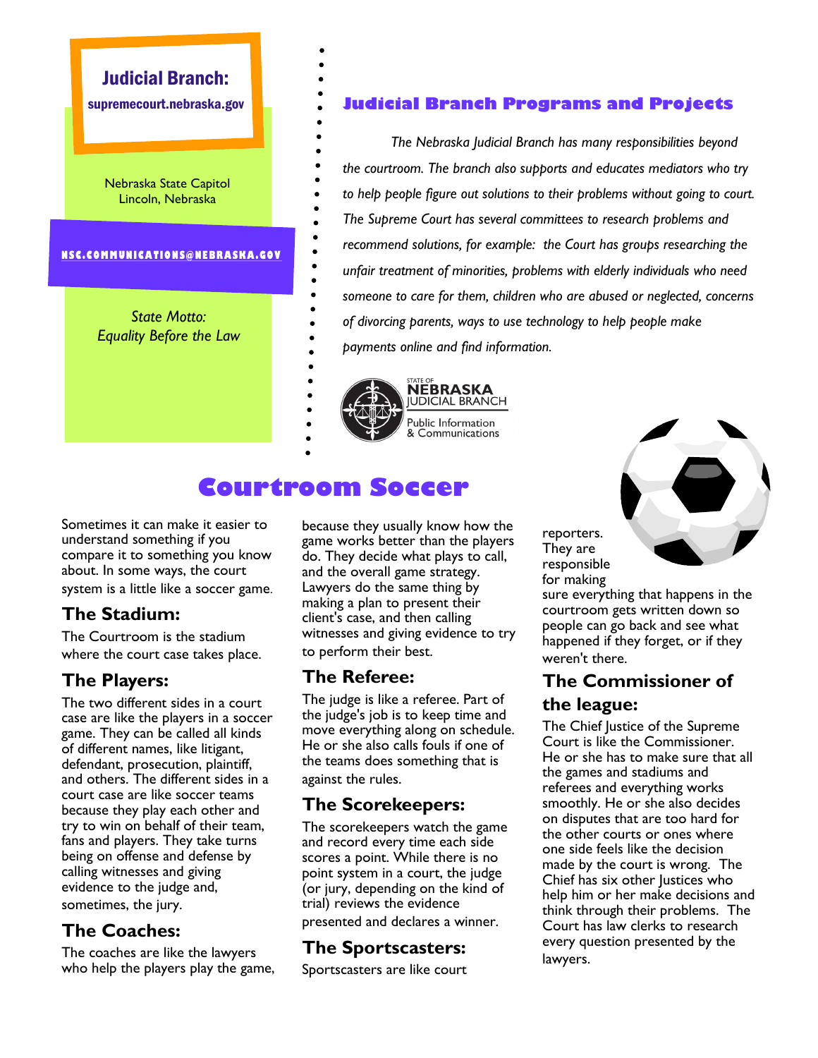## Judicial Branch:

supremecourt.nebraska.gov

Nebraska State Capitol
Lincoln, Nebraska

NSC.COMMUNICATIONS@NEBRASKA.GOV

*State Motto:*
*Equality Before the Law*

## Judicial Branch Programs and Projects

*The Nebraska Judicial Branch has many responsibilities beyond the courtroom. The branch also supports and educates mediators who try to help people figure out solutions to their problems without going to court. The Supreme Court has several committees to research problems and recommend solutions, for example: the Court has groups researching the unfair treatment of minorities, problems with elderly individuals who need someone to care for them, children who are abused or neglected, concerns of divorcing parents, ways to use technology to help people make payments online and find information.*

STATE OF NEBRASKA JUDICIAL BRANCH
Public Information & Communications

# Courtroom Soccer

Sometimes it can make it easier to understand something if you compare it to something you know about. In some ways, the court system is a little like a soccer game.

### The Stadium:

The Courtroom is the stadium where the court case takes place.

### The Players:

The two different sides in a court case are like the players in a soccer game. They can be called all kinds of different names, like litigant, defendant, prosecution, plaintiff, and others. The different sides in a court case are like soccer teams because they play each other and try to win on behalf of their team, fans and players. They take turns being on offense and defense by calling witnesses and giving evidence to the judge and, sometimes, the jury.

### The Coaches:

The coaches are like the lawyers who help the players play the game, because they usually know how the game works better than the players do. They decide what plays to call, and the overall game strategy. Lawyers do the same thing by making a plan to present their client's case, and then calling witnesses and giving evidence to try to perform their best.

### The Referee:

The judge is like a referee. Part of the judge's job is to keep time and move everything along on schedule. He or she also calls fouls if one of the teams does something that is against the rules.

### The Scorekeepers:

The scorekeepers watch the game and record every time each side scores a point. While there is no point system in a court, the judge (or jury, depending on the kind of trial) reviews the evidence presented and declares a winner.

### The Sportscasters:

Sportscasters are like court reporters. They are responsible for making sure everything that happens in the courtroom gets written down so people can go back and see what happened if they forget, or if they weren't there.

### The Commissioner of the league:

The Chief Justice of the Supreme Court is like the Commissioner. He or she has to make sure that all the games and stadiums and referees and everything works smoothly. He or she also decides on disputes that are too hard for the other courts or ones where one side feels like the decision made by the court is wrong. The Chief has six other Justices who help him or her make decisions and think through their problems. The Court has law clerks to research every question presented by the lawyers.